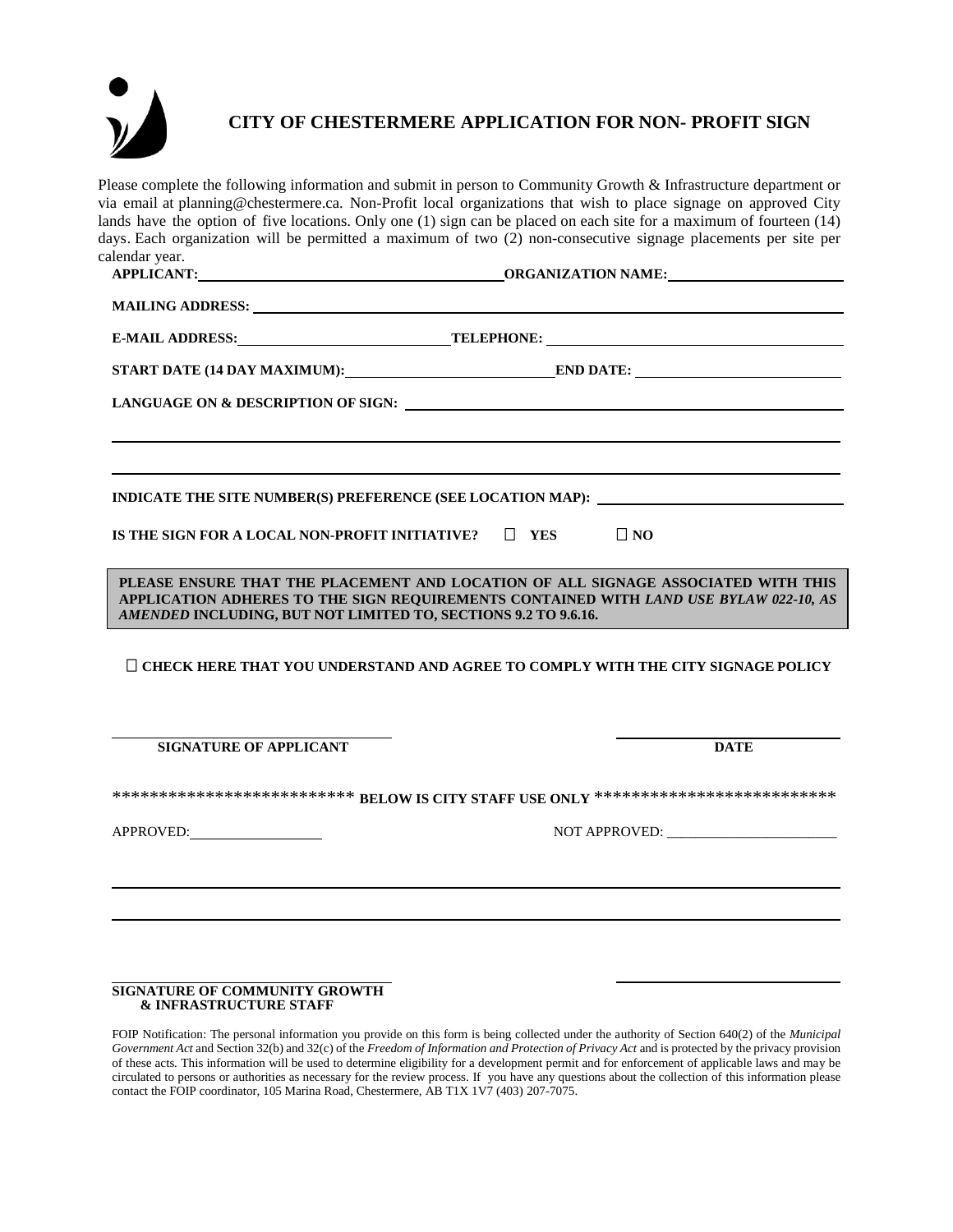# CITY OF CHESTERMERE APPLICATION FOR NON- PROFIT SIGN

Please complete the following information and submit in person to Community Growth & Infrastructure department or via email at planning@chestermere.ca. Non-Profit local organizations that wish to place signage on approved City lands have the option of five locations. Only one (1) sign can be placed on each site for a maximum of fourteen (14) days. Each organization will be permitted a maximum of two (2) non-consecutive signage placements per site per calendar year.

**APPLICANT:** ______________________ **ORGANIZATION NAME:** ______________________

**MAILING ADDRESS:** ______________________

**E-MAIL ADDRESS:** ______________________ **TELEPHONE:** ______________________

**START DATE (14 DAY MAXIMUM):** ______________________ **END DATE:** ______________________

**LANGUAGE ON & DESCRIPTION OF SIGN:** ______________________

______________________

______________________

**INDICATE THE SITE NUMBER(S) PREFERENCE (SEE LOCATION MAP):** ______________________

**IS THE SIGN FOR A LOCAL NON-PROFIT INITIATIVE?** ☐ **YES** ☐ **NO**

**PLEASE ENSURE THAT THE PLACEMENT AND LOCATION OF ALL SIGNAGE ASSOCIATED WITH THIS APPLICATION ADHERES TO THE SIGN REQUIREMENTS CONTAINED WITH *LAND USE BYLAW 022-10, AS AMENDED* INCLUDING, BUT NOT LIMITED TO, SECTIONS 9.2 TO 9.6.16.**

☐ **CHECK HERE THAT YOU UNDERSTAND AND AGREE TO COMPLY WITH THE CITY SIGNAGE POLICY**

______________________ ______________________

**SIGNATURE OF APPLICANT** **DATE**

************************* **BELOW IS CITY STAFF USE ONLY** *************************

APPROVED: ______________________ NOT APPROVED: ______________________

______________________

______________________

______________________ ______________________

**SIGNATURE OF COMMUNITY GROWTH & INFRASTRUCTURE STAFF**

FOIP Notification: The personal information you provide on this form is being collected under the authority of Section 640(2) of the *Municipal Government Act* and Section 32(b) and 32(c) of the *Freedom of Information and Protection of Privacy Act* and is protected by the privacy provision of these acts. This information will be used to determine eligibility for a development permit and for enforcement of applicable laws and may be circulated to persons or authorities as necessary for the review process. If you have any questions about the collection of this information please contact the FOIP coordinator, 105 Marina Road, Chestermere, AB T1X 1V7 (403) 207-7075.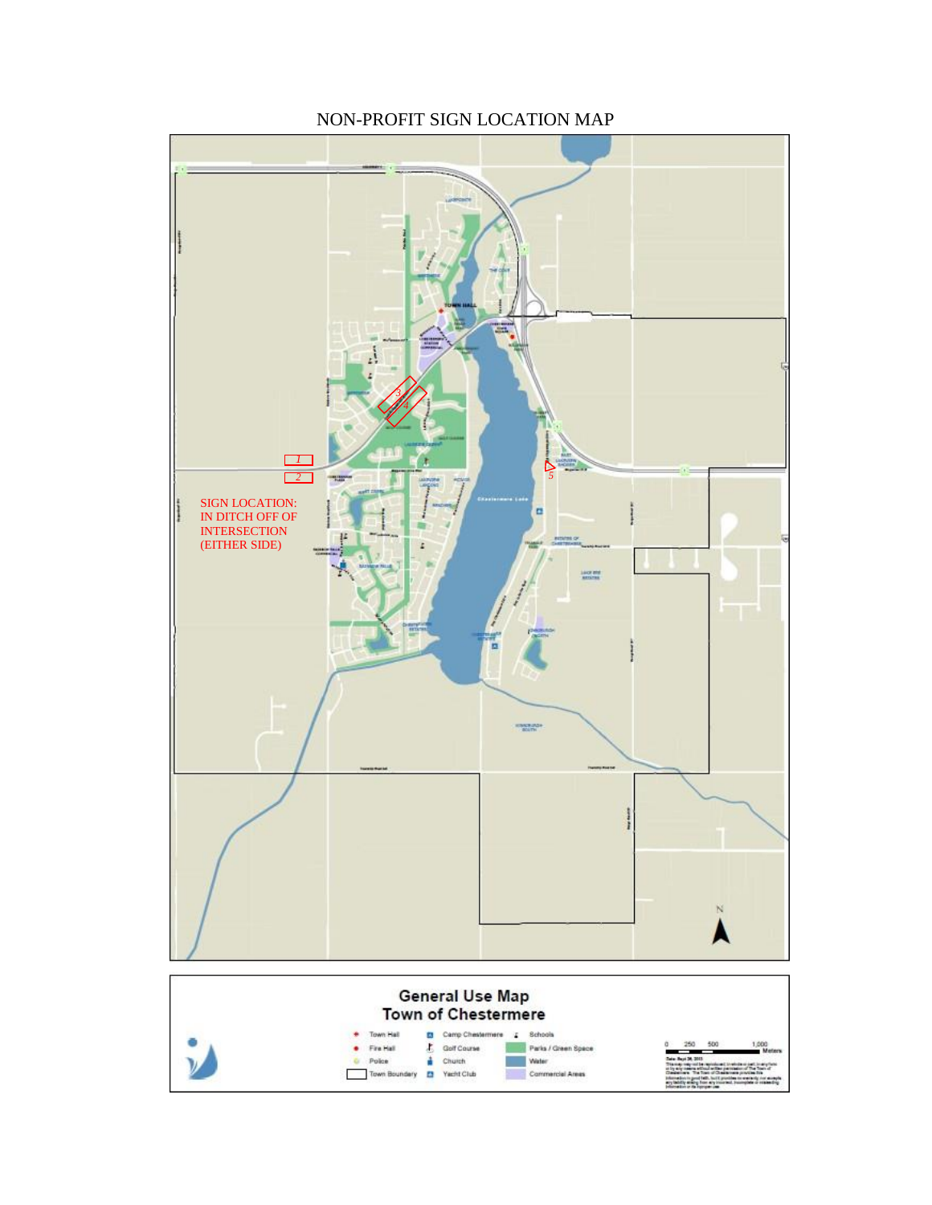# NON-PROFIT SIGN LOCATION MAP

SIGN LOCATION: IN DITCH OFF OF INTERSECTION (EITHER SIDE)

1

2

3

4

5

## General Use Map
## Town of Chestermere

- Town Hall
- Fire Hall
- Police
- Town Boundary
- Camp Chestermere
- Golf Course
- Church
- Yacht Club
- Schools
- Parks / Green Space
- Water
- Commercial Areas

0 250 500 1,000 Meters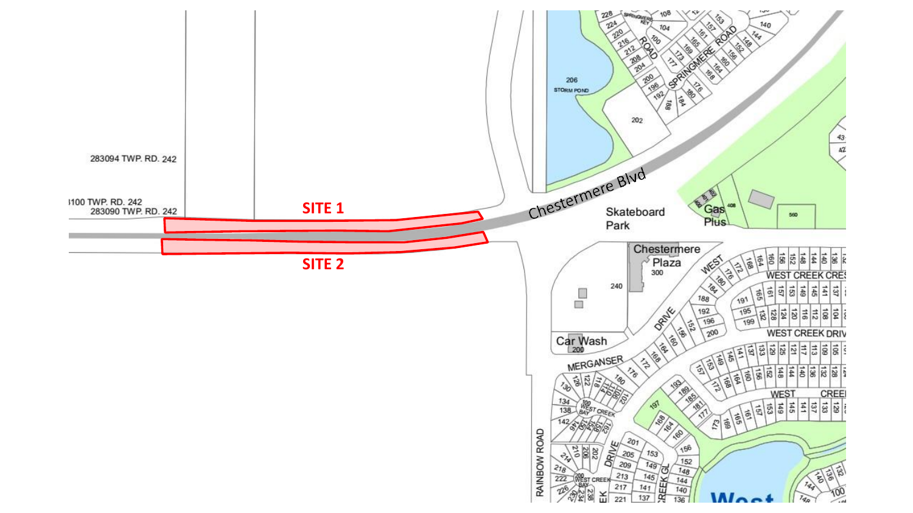283094 TWP. RD. 242

3100 TWP. RD. 242

283090 TWP. RD. 242

**SITE 1**

**SITE 2**

Chestermere Blvd

206 STORM POND

202

SPRINGMERE ROAD

SPRINGMERE KEY

Skateboard Park

Gas Plus

408

560

Chestermere Plaza

300

240

Car Wash

200

WEST CREEK CRES

WEST CREEK DRIVE

MERGANSER DRIVE

WEST CREEK BAY

RAINBOW ROAD

WEST CREEK GL

West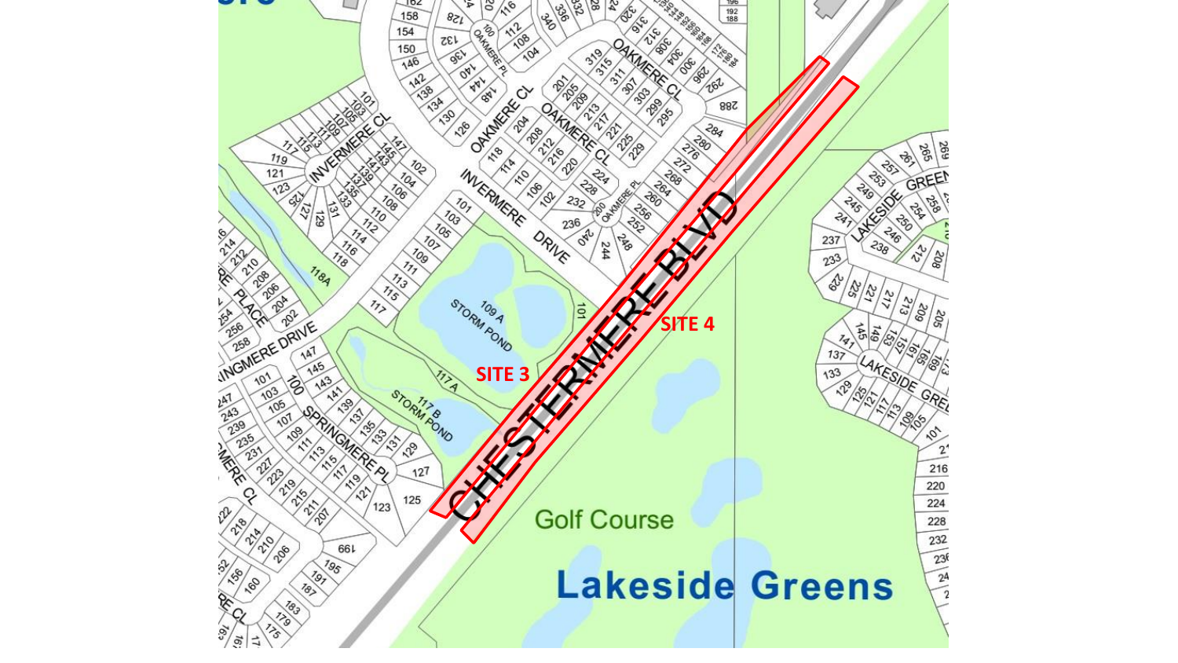CHESTERMERE BLVD

SITE 3

SITE 4

Golf Course

Lakeside Greens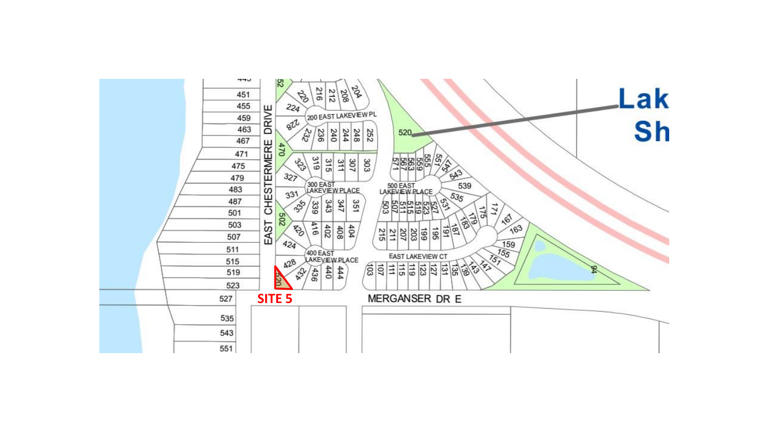EAST CHESTERMERE DRIVE

200 EAST LAKEVIEW PL

300 EAST LAKEVIEW PLACE

400 EAST LAKEVIEW PLACE

500 EAST LAKEVIEW PLACE

EAST LAKEVIEW CT

MERGANSER DR E

SITE 5

520

Lak

Sh